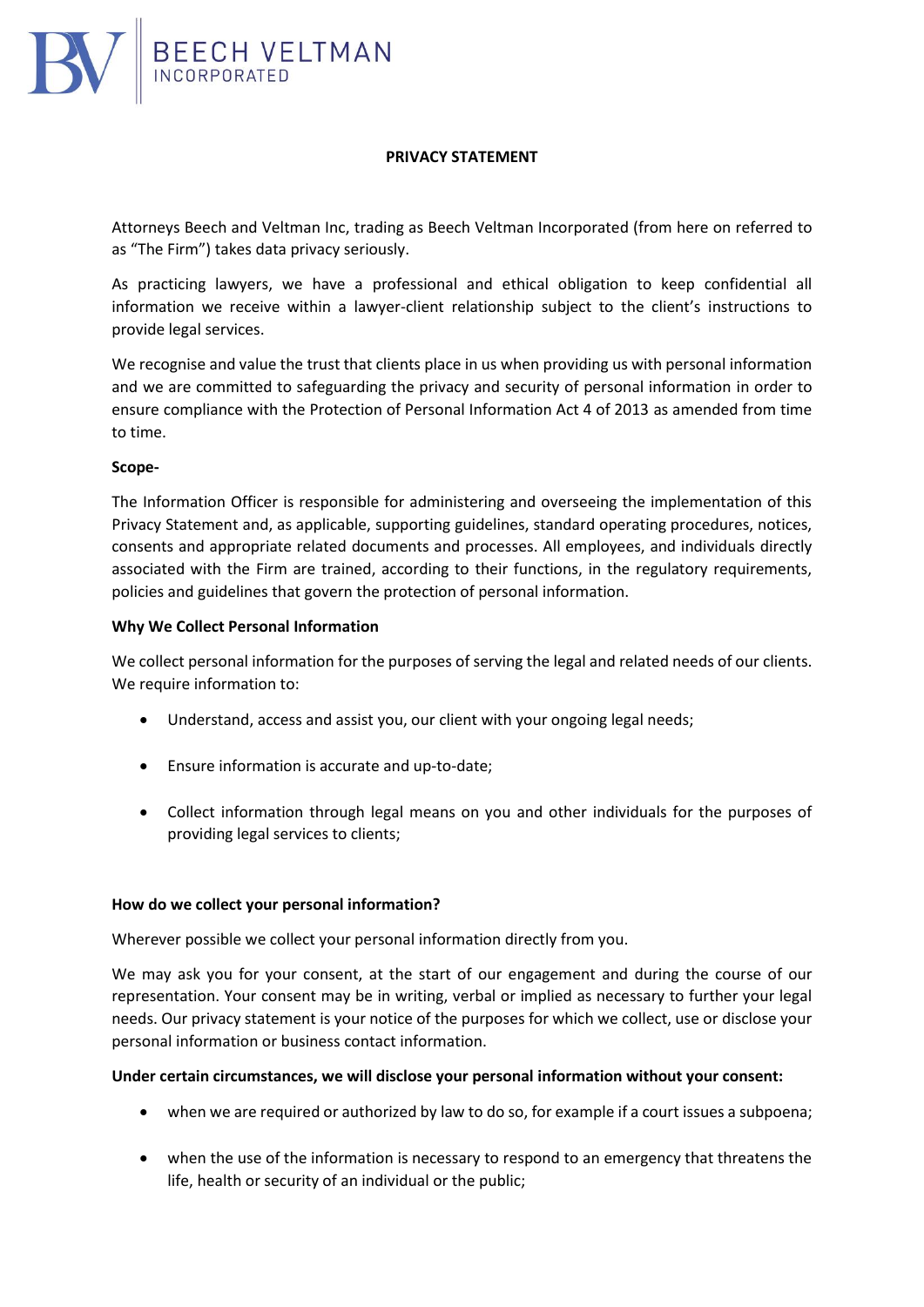BEECH VELTMAN
INCORPORATED

# PRIVACY STATEMENT

Attorneys Beech and Veltman Inc, trading as Beech Veltman Incorporated (from here on referred to as "The Firm") takes data privacy seriously.

As practicing lawyers, we have a professional and ethical obligation to keep confidential all information we receive within a lawyer-client relationship subject to the client's instructions to provide legal services.

We recognise and value the trust that clients place in us when providing us with personal information and we are committed to safeguarding the privacy and security of personal information in order to ensure compliance with the Protection of Personal Information Act 4 of 2013 as amended from time to time.

**Scope-**

The Information Officer is responsible for administering and overseeing the implementation of this Privacy Statement and, as applicable, supporting guidelines, standard operating procedures, notices, consents and appropriate related documents and processes. All employees, and individuals directly associated with the Firm are trained, according to their functions, in the regulatory requirements, policies and guidelines that govern the protection of personal information.

**Why We Collect Personal Information**

We collect personal information for the purposes of serving the legal and related needs of our clients. We require information to:

- Understand, access and assist you, our client with your ongoing legal needs;
- Ensure information is accurate and up-to-date;
- Collect information through legal means on you and other individuals for the purposes of providing legal services to clients;

**How do we collect your personal information?**

Wherever possible we collect your personal information directly from you.

We may ask you for your consent, at the start of our engagement and during the course of our representation. Your consent may be in writing, verbal or implied as necessary to further your legal needs. Our privacy statement is your notice of the purposes for which we collect, use or disclose your personal information or business contact information.

**Under certain circumstances, we will disclose your personal information without your consent:**

- when we are required or authorized by law to do so, for example if a court issues a subpoena;
- when the use of the information is necessary to respond to an emergency that threatens the life, health or security of an individual or the public;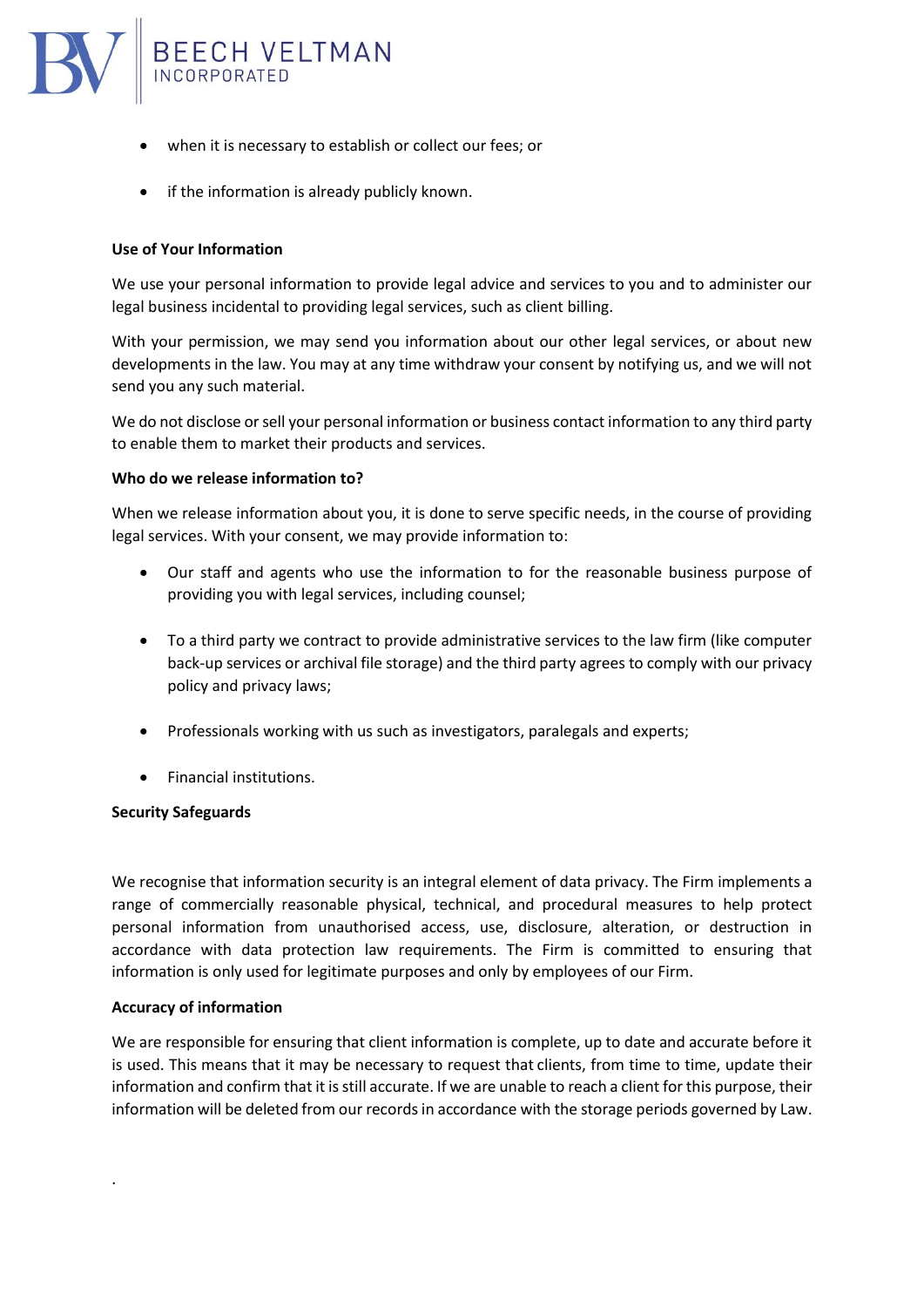- when it is necessary to establish or collect our fees; or
- if the information is already publicly known.

**Use of Your Information**

We use your personal information to provide legal advice and services to you and to administer our legal business incidental to providing legal services, such as client billing.

With your permission, we may send you information about our other legal services, or about new developments in the law. You may at any time withdraw your consent by notifying us, and we will not send you any such material.

We do not disclose or sell your personal information or business contact information to any third party to enable them to market their products and services.

**Who do we release information to?**

When we release information about you, it is done to serve specific needs, in the course of providing legal services. With your consent, we may provide information to:

- Our staff and agents who use the information to for the reasonable business purpose of providing you with legal services, including counsel;
- To a third party we contract to provide administrative services to the law firm (like computer back-up services or archival file storage) and the third party agrees to comply with our privacy policy and privacy laws;
- Professionals working with us such as investigators, paralegals and experts;
- Financial institutions.

**Security Safeguards**

We recognise that information security is an integral element of data privacy. The Firm implements a range of commercially reasonable physical, technical, and procedural measures to help protect personal information from unauthorised access, use, disclosure, alteration, or destruction in accordance with data protection law requirements. The Firm is committed to ensuring that information is only used for legitimate purposes and only by employees of our Firm.

**Accuracy of information**

We are responsible for ensuring that client information is complete, up to date and accurate before it is used. This means that it may be necessary to request that clients, from time to time, update their information and confirm that it is still accurate. If we are unable to reach a client for this purpose, their information will be deleted from our records in accordance with the storage periods governed by Law.

.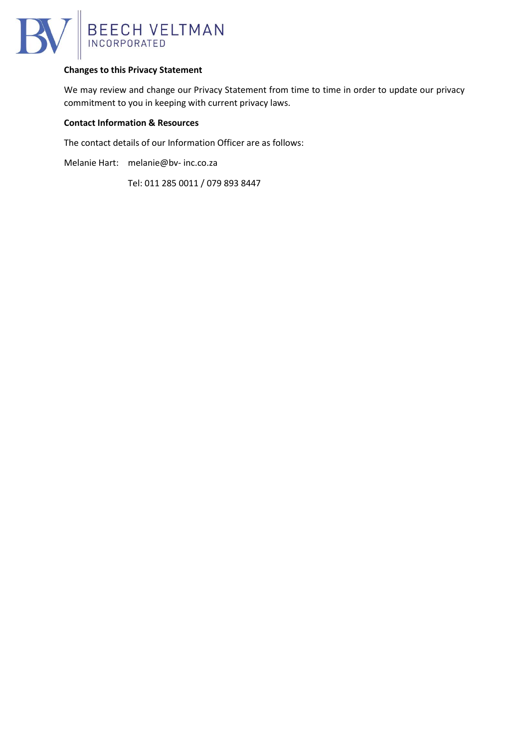**Changes to this Privacy Statement**

We may review and change our Privacy Statement from time to time in order to update our privacy commitment to you in keeping with current privacy laws.

**Contact Information & Resources**

The contact details of our Information Officer are as follows:

Melanie Hart: melanie@bv- inc.co.za

Tel: 011 285 0011 / 079 893 8447